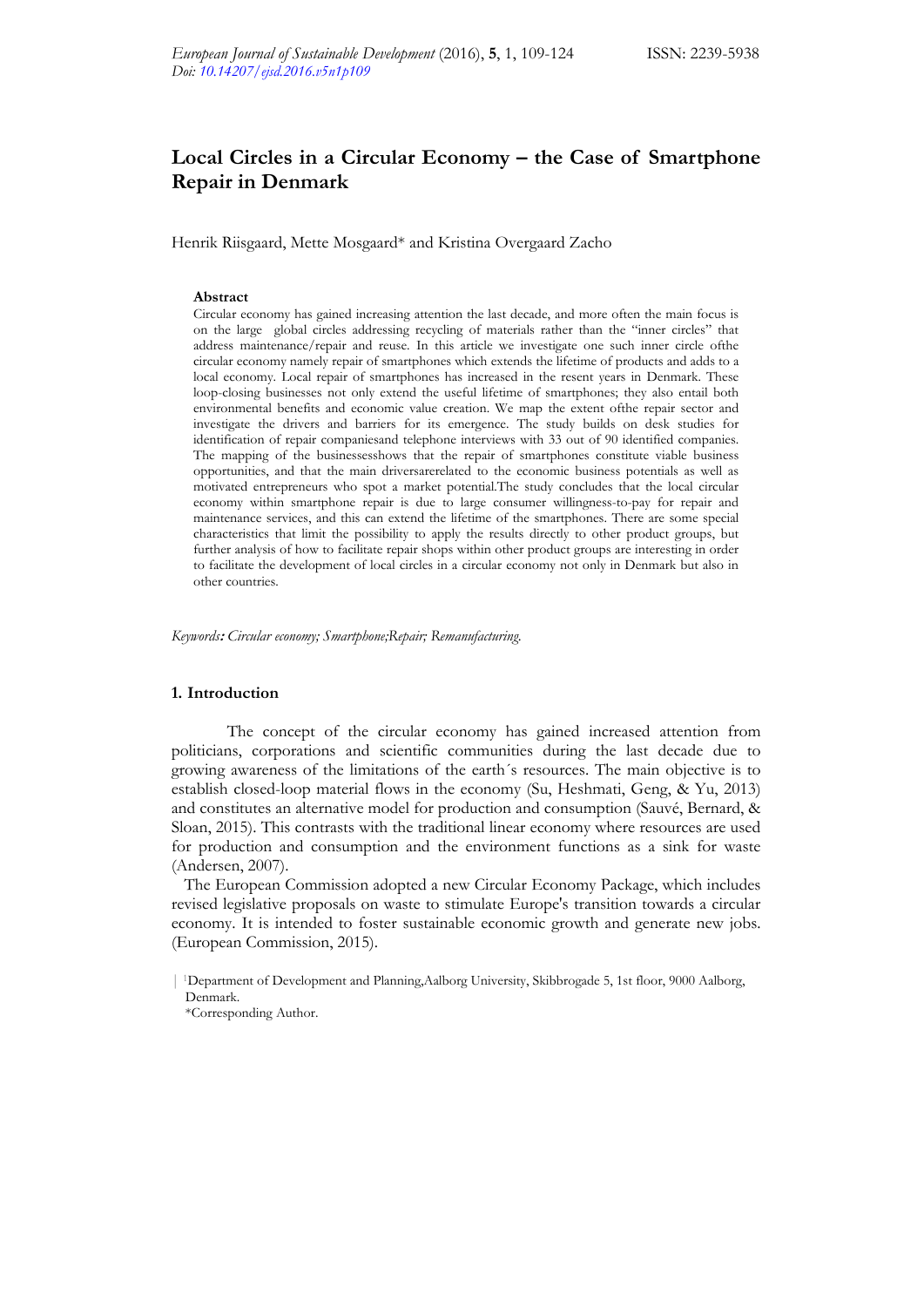# Local Circles in a Circular Economy – the Case of Smartphone Repair in Denmark

Henrik Riisgaard, Mette Mosgaard* and Kristina Overgaard Zacho

### Abstract

Circular economy has gained increasing attention the last decade, and more often the main focus is on the large global circles addressing recycling of materials rather than the "inner circles" that address maintenance/repair and reuse. In this article we investigate one such inner circle ofthe circular economy namely repair of smartphones which extends the lifetime of products and adds to a local economy. Local repair of smartphones has increased in the resent years in Denmark. These loop-closing businesses not only extend the useful lifetime of smartphones; they also entail both environmental benefits and economic value creation. We map the extent ofthe repair sector and investigate the drivers and barriers for its emergence. The study builds on desk studies for identification of repair companiesand telephone interviews with 33 out of 90 identified companies. The mapping of the businessesshows that the repair of smartphones constitute viable business opportunities, and that the main driversarerelated to the economic business potentials as well as motivated entrepreneurs who spot a market potential.The study concludes that the local circular economy within smartphone repair is due to large consumer willingness-to-pay for repair and maintenance services, and this can extend the lifetime of the smartphones. There are some special characteristics that limit the possibility to apply the results directly to other product groups, but further analysis of how to facilitate repair shops within other product groups are interesting in order to facilitate the development of local circles in a circular economy not only in Denmark but also in other countries.

*Keywords: Circular economy; Smartphone;Repair; Remanufacturing.*

## 1. Introduction

The concept of the circular economy has gained increased attention from politicians, corporations and scientific communities during the last decade due to growing awareness of the limitations of the earth´s resources. The main objective is to establish closed-loop material flows in the economy (Su, Heshmati, Geng, & Yu, 2013) and constitutes an alternative model for production and consumption (Sauvé, Bernard, & Sloan, 2015). This contrasts with the traditional linear economy where resources are used for production and consumption and the environment functions as a sink for waste (Andersen, 2007).

The European Commission adopted a new Circular Economy Package, which includes revised legislative proposals on waste to stimulate Europe's transition towards a circular economy. It is intended to foster sustainable economic growth and generate new jobs. (European Commission, 2015).

[1]Department of Development and Planning,Aalborg University, Skibbrogade 5, 1st floor, 9000 Aalborg, Denmark.
*Corresponding Author.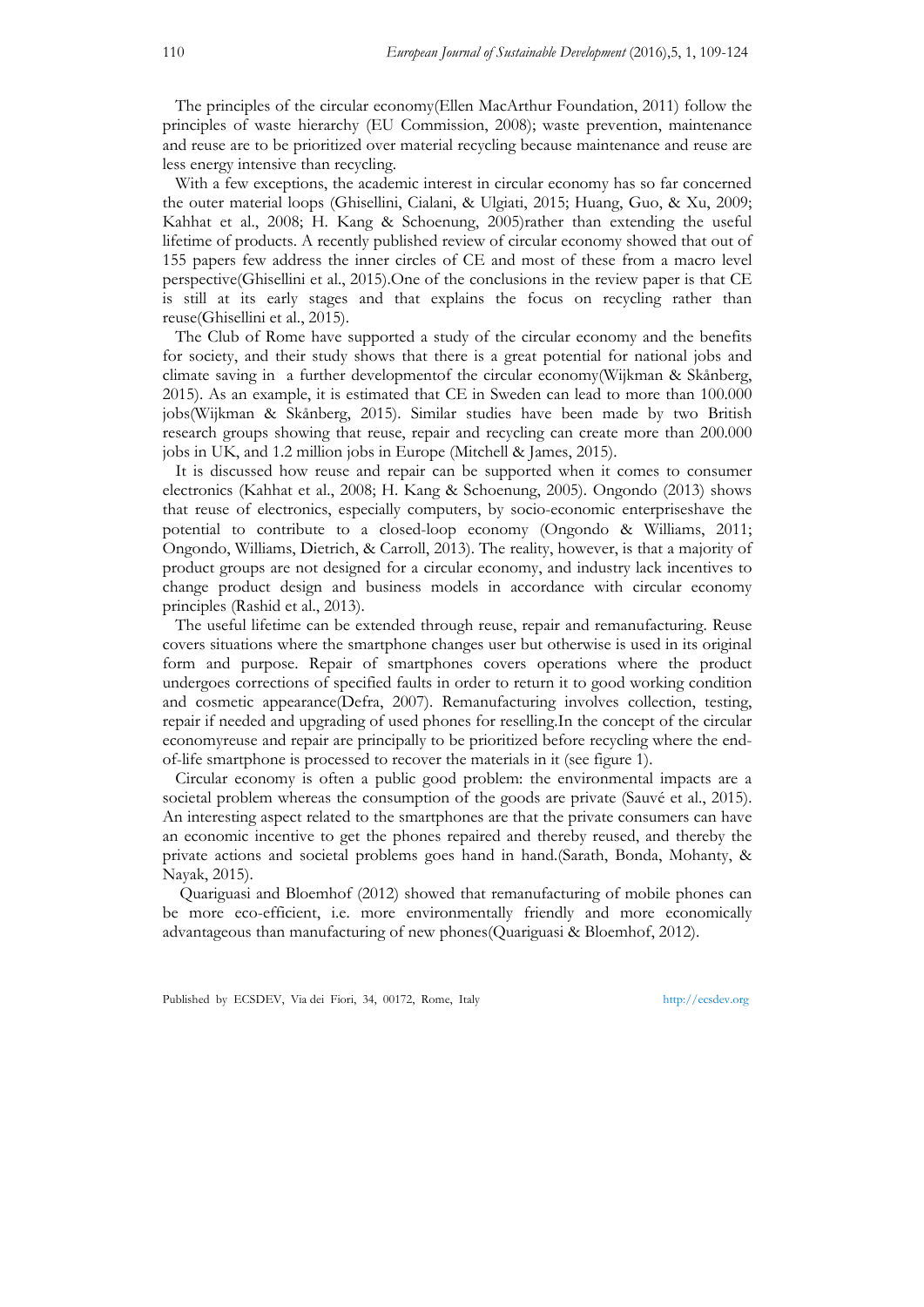The principles of the circular economy(Ellen MacArthur Foundation, 2011) follow the principles of waste hierarchy (EU Commission, 2008); waste prevention, maintenance and reuse are to be prioritized over material recycling because maintenance and reuse are less energy intensive than recycling.

With a few exceptions, the academic interest in circular economy has so far concerned the outer material loops (Ghisellini, Cialani, & Ulgiati, 2015; Huang, Guo, & Xu, 2009; Kahhat et al., 2008; H. Kang & Schoenung, 2005)rather than extending the useful lifetime of products. A recently published review of circular economy showed that out of 155 papers few address the inner circles of CE and most of these from a macro level perspective(Ghisellini et al., 2015).One of the conclusions in the review paper is that CE is still at its early stages and that explains the focus on recycling rather than reuse(Ghisellini et al., 2015).

The Club of Rome have supported a study of the circular economy and the benefits for society, and their study shows that there is a great potential for national jobs and climate saving in a further developmentof the circular economy(Wijkman & Skånberg, 2015). As an example, it is estimated that CE in Sweden can lead to more than 100.000 jobs(Wijkman & Skånberg, 2015). Similar studies have been made by two British research groups showing that reuse, repair and recycling can create more than 200.000 jobs in UK, and 1.2 million jobs in Europe (Mitchell & James, 2015).

It is discussed how reuse and repair can be supported when it comes to consumer electronics (Kahhat et al., 2008; H. Kang & Schoenung, 2005). Ongondo (2013) shows that reuse of electronics, especially computers, by socio-economic enterpriseshave the potential to contribute to a closed-loop economy (Ongondo & Williams, 2011; Ongondo, Williams, Dietrich, & Carroll, 2013). The reality, however, is that a majority of product groups are not designed for a circular economy, and industry lack incentives to change product design and business models in accordance with circular economy principles (Rashid et al., 2013).

The useful lifetime can be extended through reuse, repair and remanufacturing. Reuse covers situations where the smartphone changes user but otherwise is used in its original form and purpose. Repair of smartphones covers operations where the product undergoes corrections of specified faults in order to return it to good working condition and cosmetic appearance(Defra, 2007). Remanufacturing involves collection, testing, repair if needed and upgrading of used phones for reselling.In the concept of the circular economyreuse and repair are principally to be prioritized before recycling where the end-of-life smartphone is processed to recover the materials in it (see figure 1).

Circular economy is often a public good problem: the environmental impacts are a societal problem whereas the consumption of the goods are private (Sauvé et al., 2015). An interesting aspect related to the smartphones are that the private consumers can have an economic incentive to get the phones repaired and thereby reused, and thereby the private actions and societal problems goes hand in hand.(Sarath, Bonda, Mohanty, & Nayak, 2015).

Quariguasi and Bloemhof (2012) showed that remanufacturing of mobile phones can be more eco-efficient, i.e. more environmentally friendly and more economically advantageous than manufacturing of new phones(Quariguasi & Bloemhof, 2012).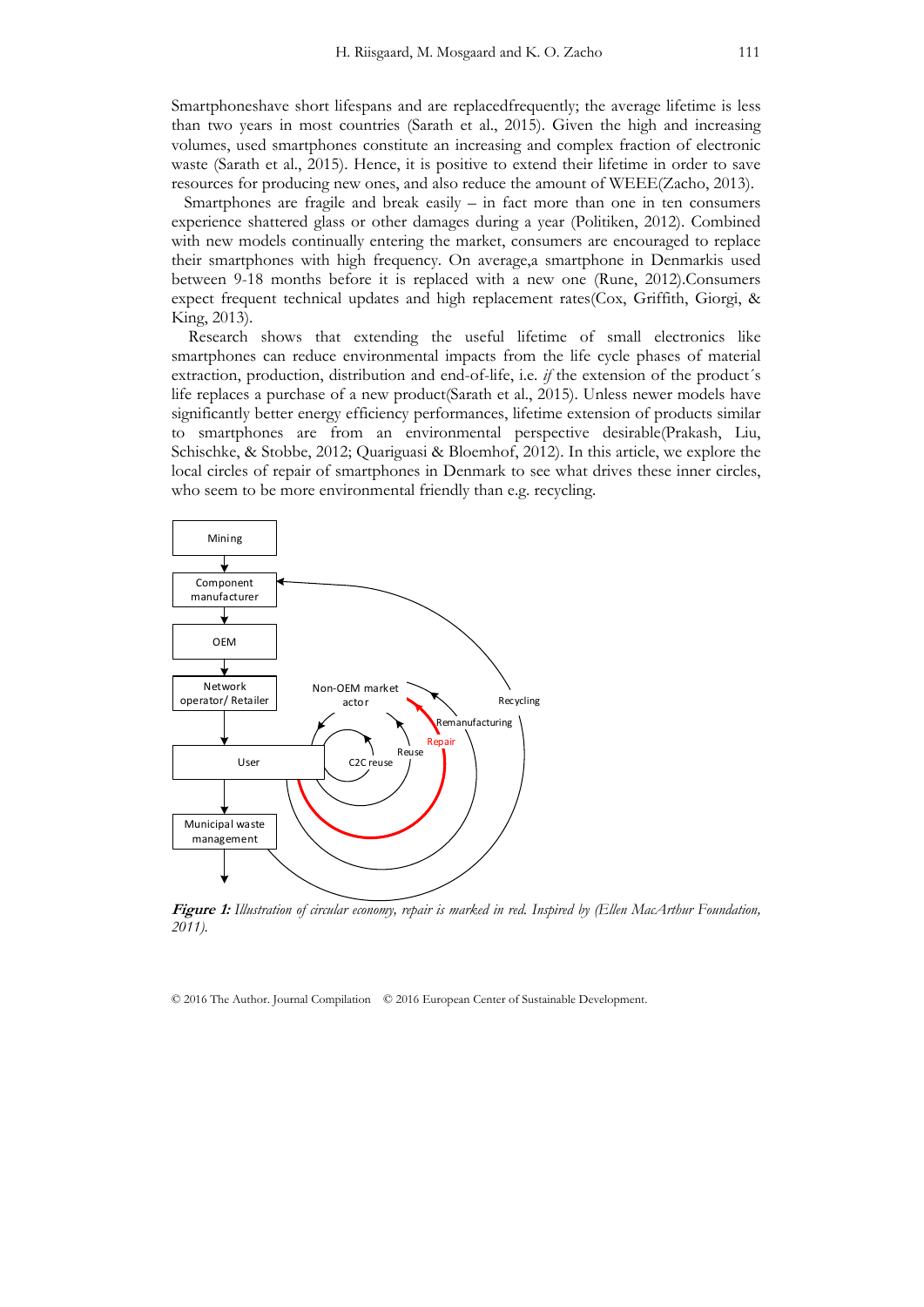Smartphoneshave short lifespans and are replacedfrequently; the average lifetime is less than two years in most countries (Sarath et al., 2015). Given the high and increasing volumes, used smartphones constitute an increasing and complex fraction of electronic waste (Sarath et al., 2015). Hence, it is positive to extend their lifetime in order to save resources for producing new ones, and also reduce the amount of WEEE(Zacho, 2013).

Smartphones are fragile and break easily – in fact more than one in ten consumers experience shattered glass or other damages during a year (Politiken, 2012). Combined with new models continually entering the market, consumers are encouraged to replace their smartphones with high frequency. On average,a smartphone in Denmarkis used between 9-18 months before it is replaced with a new one (Rune, 2012).Consumers expect frequent technical updates and high replacement rates(Cox, Griffith, Giorgi, & King, 2013).

Research shows that extending the useful lifetime of small electronics like smartphones can reduce environmental impacts from the life cycle phases of material extraction, production, distribution and end-of-life, i.e. *if* the extension of the product´s life replaces a purchase of a new product(Sarath et al., 2015). Unless newer models have significantly better energy efficiency performances, lifetime extension of products similar to smartphones are from an environmental perspective desirable(Prakash, Liu, Schischke, & Stobbe, 2012; Quariguasi & Bloemhof, 2012). In this article, we explore the local circles of repair of smartphones in Denmark to see what drives these inner circles, who seem to be more environmental friendly than e.g. recycling.

***Figure 1:*** *Illustration of circular economy, repair is marked in red. Inspired by (Ellen MacArthur Foundation, 2011).*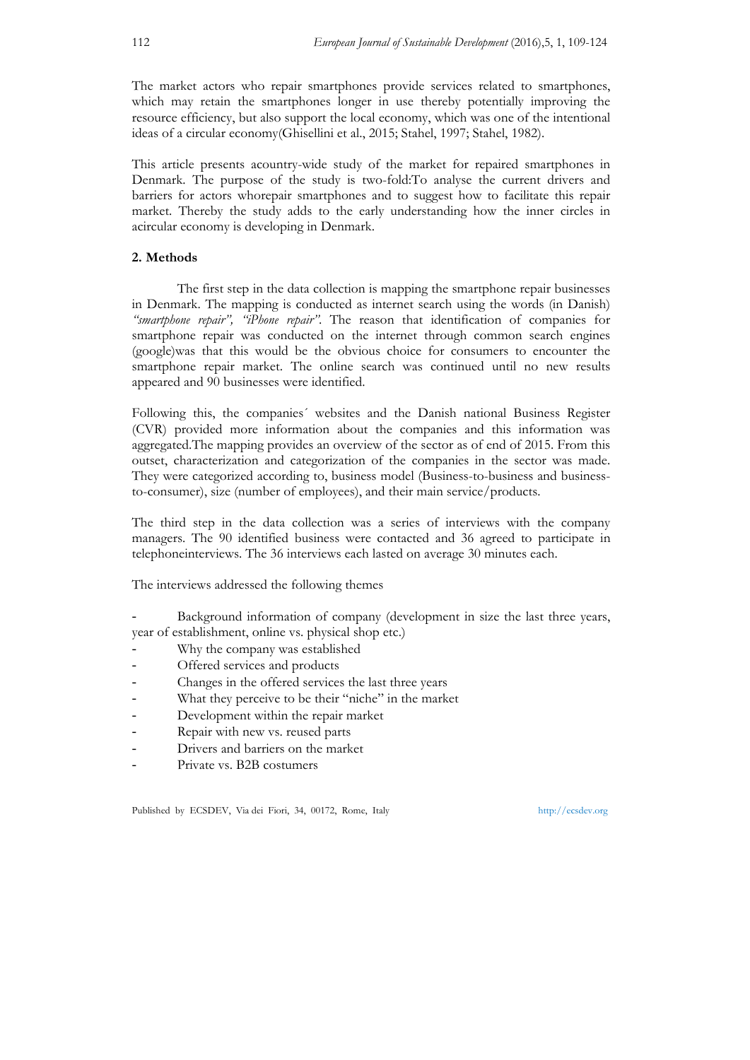The market actors who repair smartphones provide services related to smartphones, which may retain the smartphones longer in use thereby potentially improving the resource efficiency, but also support the local economy, which was one of the intentional ideas of a circular economy(Ghisellini et al., 2015; Stahel, 1997; Stahel, 1982).

This article presents acountry-wide study of the market for repaired smartphones in Denmark. The purpose of the study is two-fold:To analyse the current drivers and barriers for actors whorepair smartphones and to suggest how to facilitate this repair market. Thereby the study adds to the early understanding how the inner circles in acircular economy is developing in Denmark.

## 2. Methods

The first step in the data collection is mapping the smartphone repair businesses in Denmark. The mapping is conducted as internet search using the words (in Danish) *"smartphone repair", "iPhone repair"*. The reason that identification of companies for smartphone repair was conducted on the internet through common search engines (google)was that this would be the obvious choice for consumers to encounter the smartphone repair market. The online search was continued until no new results appeared and 90 businesses were identified.

Following this, the companies´ websites and the Danish national Business Register (CVR) provided more information about the companies and this information was aggregated.The mapping provides an overview of the sector as of end of 2015. From this outset, characterization and categorization of the companies in the sector was made. They were categorized according to, business model (Business-to-business and business-to-consumer), size (number of employees), and their main service/products.

The third step in the data collection was a series of interviews with the company managers. The 90 identified business were contacted and 36 agreed to participate in telephoneinterviews. The 36 interviews each lasted on average 30 minutes each.

The interviews addressed the following themes

- Background information of company (development in size the last three years, year of establishment, online vs. physical shop etc.)
- Why the company was established
- Offered services and products
- Changes in the offered services the last three years
- What they perceive to be their "niche" in the market
- Development within the repair market
- Repair with new vs. reused parts
- Drivers and barriers on the market
- Private vs. B2B costumers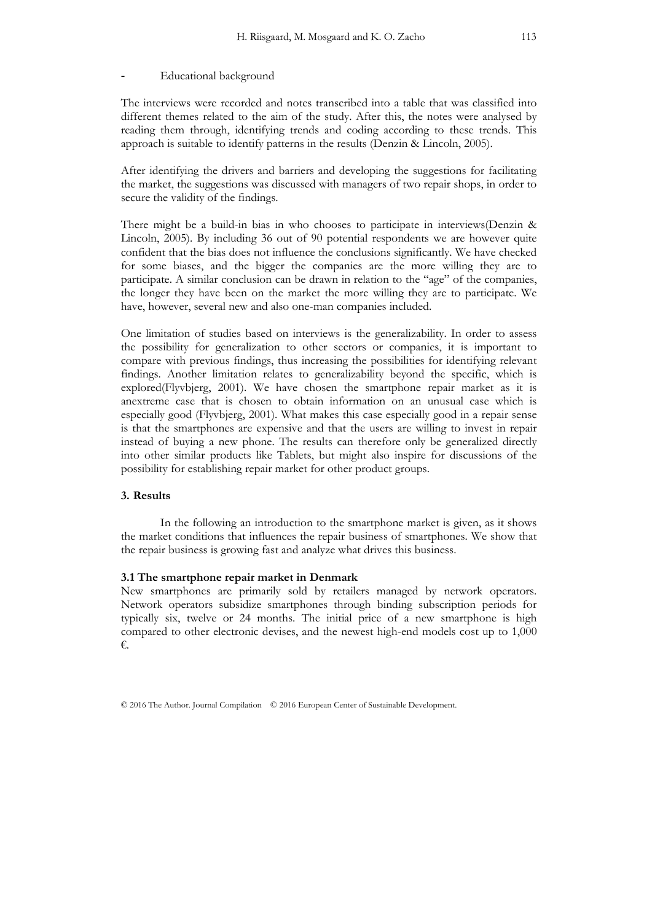- Educational background

The interviews were recorded and notes transcribed into a table that was classified into different themes related to the aim of the study. After this, the notes were analysed by reading them through, identifying trends and coding according to these trends. This approach is suitable to identify patterns in the results (Denzin & Lincoln, 2005).

After identifying the drivers and barriers and developing the suggestions for facilitating the market, the suggestions was discussed with managers of two repair shops, in order to secure the validity of the findings.

There might be a build-in bias in who chooses to participate in interviews(Denzin & Lincoln, 2005). By including 36 out of 90 potential respondents we are however quite confident that the bias does not influence the conclusions significantly. We have checked for some biases, and the bigger the companies are the more willing they are to participate. A similar conclusion can be drawn in relation to the "age" of the companies, the longer they have been on the market the more willing they are to participate. We have, however, several new and also one-man companies included.

One limitation of studies based on interviews is the generalizability. In order to assess the possibility for generalization to other sectors or companies, it is important to compare with previous findings, thus increasing the possibilities for identifying relevant findings. Another limitation relates to generalizability beyond the specific, which is explored(Flyvbjerg, 2001). We have chosen the smartphone repair market as it is anextreme case that is chosen to obtain information on an unusual case which is especially good (Flyvbjerg, 2001). What makes this case especially good in a repair sense is that the smartphones are expensive and that the users are willing to invest in repair instead of buying a new phone. The results can therefore only be generalized directly into other similar products like Tablets, but might also inspire for discussions of the possibility for establishing repair market for other product groups.

## 3. Results

In the following an introduction to the smartphone market is given, as it shows the market conditions that influences the repair business of smartphones. We show that the repair business is growing fast and analyze what drives this business.

### 3.1 The smartphone repair market in Denmark

New smartphones are primarily sold by retailers managed by network operators. Network operators subsidize smartphones through binding subscription periods for typically six, twelve or 24 months. The initial price of a new smartphone is high compared to other electronic devises, and the newest high-end models cost up to 1,000 €.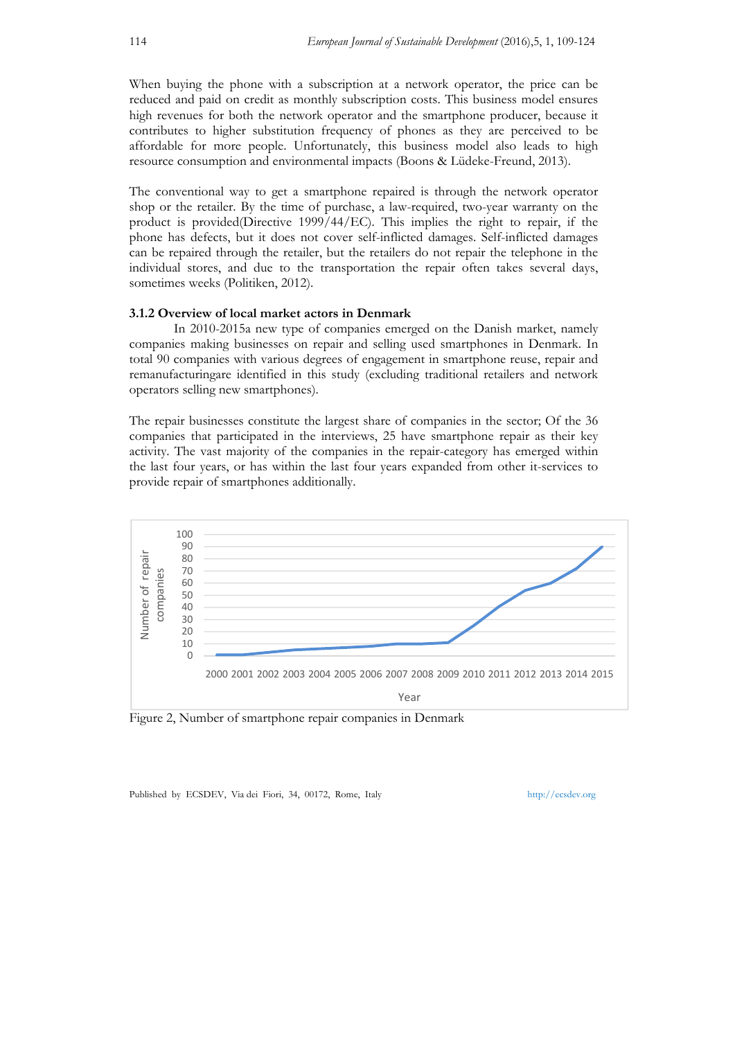When buying the phone with a subscription at a network operator, the price can be reduced and paid on credit as monthly subscription costs. This business model ensures high revenues for both the network operator and the smartphone producer, because it contributes to higher substitution frequency of phones as they are perceived to be affordable for more people. Unfortunately, this business model also leads to high resource consumption and environmental impacts (Boons & Lüdeke-Freund, 2013).

The conventional way to get a smartphone repaired is through the network operator shop or the retailer. By the time of purchase, a law-required, two-year warranty on the product is provided(Directive 1999/44/EC). This implies the right to repair, if the phone has defects, but it does not cover self-inflicted damages. Self-inflicted damages can be repaired through the retailer, but the retailers do not repair the telephone in the individual stores, and due to the transportation the repair often takes several days, sometimes weeks (Politiken, 2012).

### 3.1.2 Overview of local market actors in Denmark

In 2010-2015a new type of companies emerged on the Danish market, namely companies making businesses on repair and selling used smartphones in Denmark. In total 90 companies with various degrees of engagement in smartphone reuse, repair and remanufacturingare identified in this study (excluding traditional retailers and network operators selling new smartphones).

The repair businesses constitute the largest share of companies in the sector; Of the 36 companies that participated in the interviews, 25 have smartphone repair as their key activity. The vast majority of the companies in the repair-category has emerged within the last four years, or has within the last four years expanded from other it-services to provide repair of smartphones additionally.

Figure 2, Number of smartphone repair companies in Denmark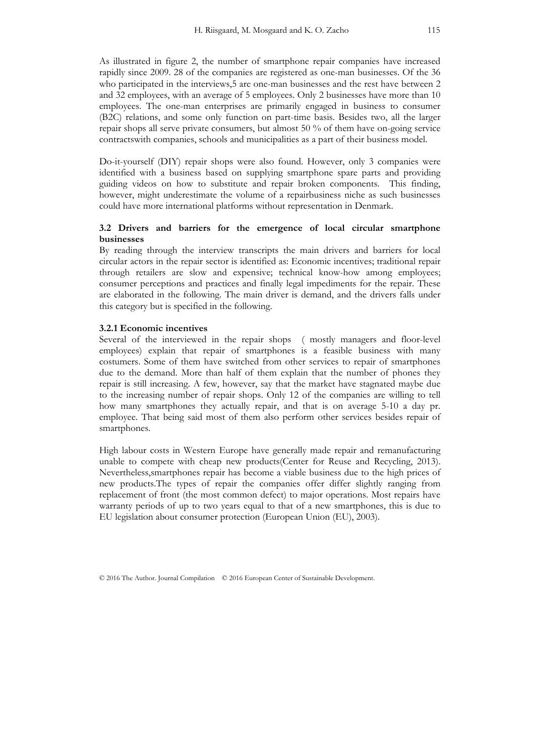As illustrated in figure 2, the number of smartphone repair companies have increased rapidly since 2009. 28 of the companies are registered as one-man businesses. Of the 36 who participated in the interviews,5 are one-man businesses and the rest have between 2 and 32 employees, with an average of 5 employees. Only 2 businesses have more than 10 employees. The one-man enterprises are primarily engaged in business to consumer (B2C) relations, and some only function on part-time basis. Besides two, all the larger repair shops all serve private consumers, but almost 50 % of them have on-going service contractswith companies, schools and municipalities as a part of their business model.

Do-it-yourself (DIY) repair shops were also found. However, only 3 companies were identified with a business based on supplying smartphone spare parts and providing guiding videos on how to substitute and repair broken components. This finding, however, might underestimate the volume of a repairbusiness niche as such businesses could have more international platforms without representation in Denmark.

### 3.2 Drivers and barriers for the emergence of local circular smartphone businesses

By reading through the interview transcripts the main drivers and barriers for local circular actors in the repair sector is identified as: Economic incentives; traditional repair through retailers are slow and expensive; technical know-how among employees; consumer perceptions and practices and finally legal impediments for the repair. These are elaborated in the following. The main driver is demand, and the drivers falls under this category but is specified in the following.

#### 3.2.1 Economic incentives

Several of the interviewed in the repair shops ( mostly managers and floor-level employees) explain that repair of smartphones is a feasible business with many costumers. Some of them have switched from other services to repair of smartphones due to the demand. More than half of them explain that the number of phones they repair is still increasing. A few, however, say that the market have stagnated maybe due to the increasing number of repair shops. Only 12 of the companies are willing to tell how many smartphones they actually repair, and that is on average 5-10 a day pr. employee. That being said most of them also perform other services besides repair of smartphones.

High labour costs in Western Europe have generally made repair and remanufacturing unable to compete with cheap new products(Center for Reuse and Recycling, 2013). Nevertheless,smartphones repair has become a viable business due to the high prices of new products.The types of repair the companies offer differ slightly ranging from replacement of front (the most common defect) to major operations. Most repairs have warranty periods of up to two years equal to that of a new smartphones, this is due to EU legislation about consumer protection (European Union (EU), 2003).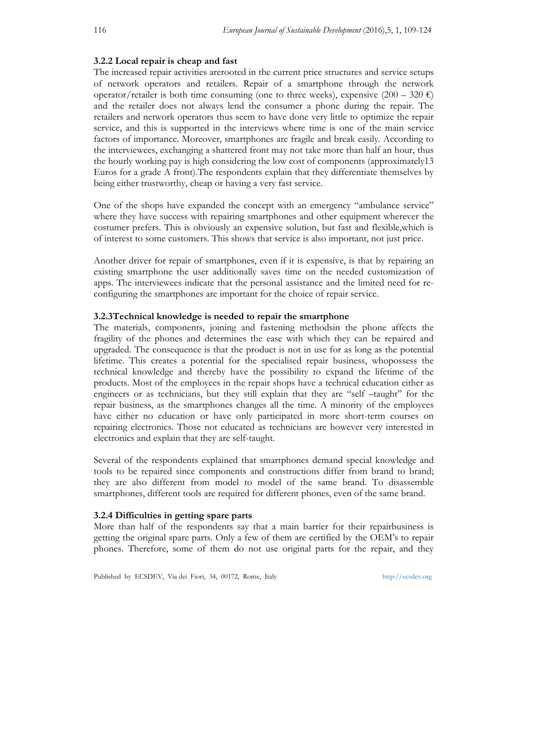### 3.2.2 Local repair is cheap and fast

The increased repair activities arerooted in the current price structures and service setups of network operators and retailers. Repair of a smartphone through the network operator/retailer is both time consuming (one to three weeks), expensive (200 – 320 €) and the retailer does not always lend the consumer a phone during the repair. The retailers and network operators thus seem to have done very little to optimize the repair service, and this is supported in the interviews where time is one of the main service factors of importance. Moreover, smartphones are fragile and break easily. According to the interviewees, exchanging a shattered front may not take more than half an hour, thus the hourly working pay is high considering the low cost of components (approximately13 Euros for a grade A front).The respondents explain that they differentiate themselves by being either trustworthy, cheap or having a very fast service.

One of the shops have expanded the concept with an emergency "ambulance service" where they have success with repairing smartphones and other equipment wherever the costumer prefers. This is obviously an expensive solution, but fast and flexible,which is of interest to some customers. This shows that service is also important, not just price.

Another driver for repair of smartphones, even if it is expensive, is that by repairing an existing smartphone the user additionally saves time on the needed customization of apps. The interviewees indicate that the personal assistance and the limited need for re-configuring the smartphones are important for the choice of repair service.

### 3.2.3Technical knowledge is needed to repair the smartphone

The materials, components, joining and fastening methodsin the phone affects the fragility of the phones and determines the ease with which they can be repaired and upgraded. The consequence is that the product is not in use for as long as the potential lifetime. This creates a potential for the specialised repair business, whopossess the technical knowledge and thereby have the possibility to expand the lifetime of the products. Most of the employees in the repair shops have a technical education either as engineers or as technicians, but they still explain that they are "self –taught" for the repair business, as the smartphones changes all the time. A minority of the employees have either no education or have only participated in more short-term courses on repairing electronics. Those not educated as technicians are however very interested in electronics and explain that they are self-taught.

Several of the respondents explained that smartphones demand special knowledge and tools to be repaired since components and constructions differ from brand to brand; they are also different from model to model of the same brand. To disassemble smartphones, different tools are required for different phones, even of the same brand.

### 3.2.4 Difficulties in getting spare parts

More than half of the respondents say that a main barrier for their repairbusiness is getting the original spare parts. Only a few of them are certified by the OEM's to repair phones. Therefore, some of them do not use original parts for the repair, and they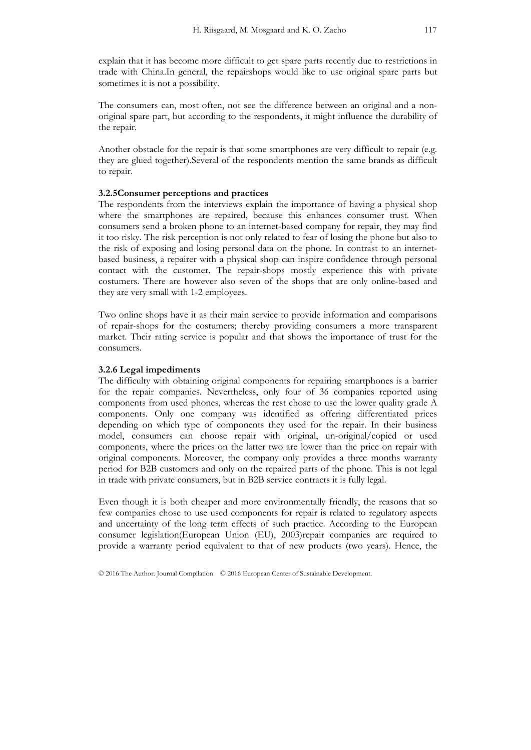explain that it has become more difficult to get spare parts recently due to restrictions in trade with China.In general, the repairshops would like to use original spare parts but sometimes it is not a possibility.

The consumers can, most often, not see the difference between an original and a non-original spare part, but according to the respondents, it might influence the durability of the repair.

Another obstacle for the repair is that some smartphones are very difficult to repair (e.g. they are glued together).Several of the respondents mention the same brands as difficult to repair.

### 3.2.5Consumer perceptions and practices

The respondents from the interviews explain the importance of having a physical shop where the smartphones are repaired, because this enhances consumer trust. When consumers send a broken phone to an internet-based company for repair, they may find it too risky. The risk perception is not only related to fear of losing the phone but also to the risk of exposing and losing personal data on the phone. In contrast to an internet-based business, a repairer with a physical shop can inspire confidence through personal contact with the customer. The repair-shops mostly experience this with private costumers. There are however also seven of the shops that are only online-based and they are very small with 1-2 employees.

Two online shops have it as their main service to provide information and comparisons of repair-shops for the costumers; thereby providing consumers a more transparent market. Their rating service is popular and that shows the importance of trust for the consumers.

### 3.2.6 Legal impediments

The difficulty with obtaining original components for repairing smartphones is a barrier for the repair companies. Nevertheless, only four of 36 companies reported using components from used phones, whereas the rest chose to use the lower quality grade A components. Only one company was identified as offering differentiated prices depending on which type of components they used for the repair. In their business model, consumers can choose repair with original, un-original/copied or used components, where the prices on the latter two are lower than the price on repair with original components. Moreover, the company only provides a three months warranty period for B2B customers and only on the repaired parts of the phone. This is not legal in trade with private consumers, but in B2B service contracts it is fully legal.

Even though it is both cheaper and more environmentally friendly, the reasons that so few companies chose to use used components for repair is related to regulatory aspects and uncertainty of the long term effects of such practice. According to the European consumer legislation(European Union (EU), 2003)repair companies are required to provide a warranty period equivalent to that of new products (two years). Hence, the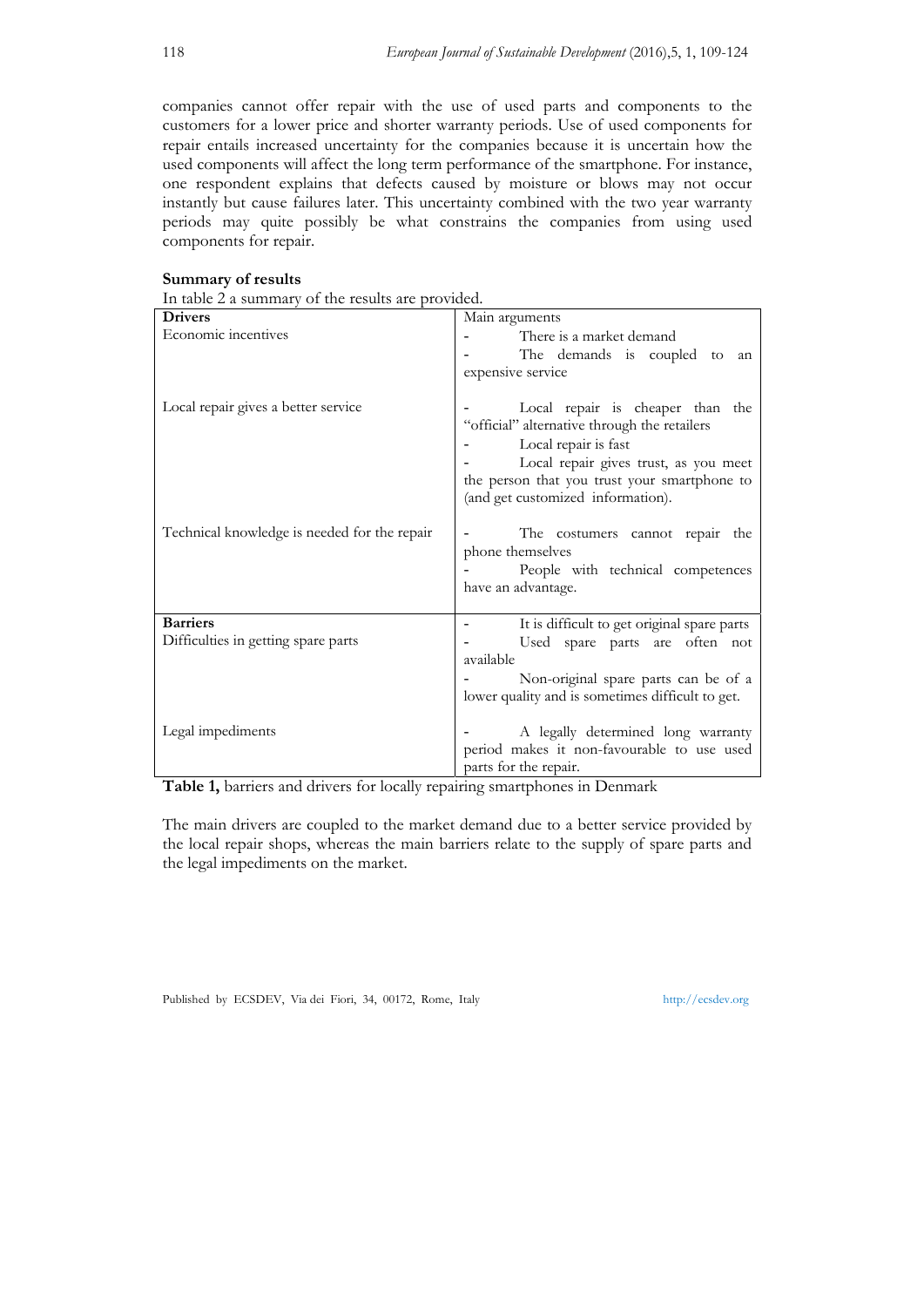companies cannot offer repair with the use of used parts and components to the customers for a lower price and shorter warranty periods. Use of used components for repair entails increased uncertainty for the companies because it is uncertain how the used components will affect the long term performance of the smartphone. For instance, one respondent explains that defects caused by moisture or blows may not occur instantly but cause failures later. This uncertainty combined with the two year warranty periods may quite possibly be what constrains the companies from using used components for repair.

**Summary of results**

In table 2 a summary of the results are provided.

| **Drivers** | Main arguments |
|---|---|
| Economic incentives | - There is a market demand<br>- The demands is coupled to an expensive service |
| Local repair gives a better service | - Local repair is cheaper than the "official" alternative through the retailers<br>- Local repair is fast<br>- Local repair gives trust, as you meet the person that you trust your smartphone to (and get customized information). |
| Technical knowledge is needed for the repair | - The costumers cannot repair the phone themselves<br>- People with technical competences have an advantage. |
| **Barriers** | |
| Difficulties in getting spare parts | - It is difficult to get original spare parts<br>- Used spare parts are often not available<br>- Non-original spare parts can be of a lower quality and is sometimes difficult to get. |
| Legal impediments | - A legally determined long warranty period makes it non-favourable to use used parts for the repair. |

**Table 1,** barriers and drivers for locally repairing smartphones in Denmark

The main drivers are coupled to the market demand due to a better service provided by the local repair shops, whereas the main barriers relate to the supply of spare parts and the legal impediments on the market.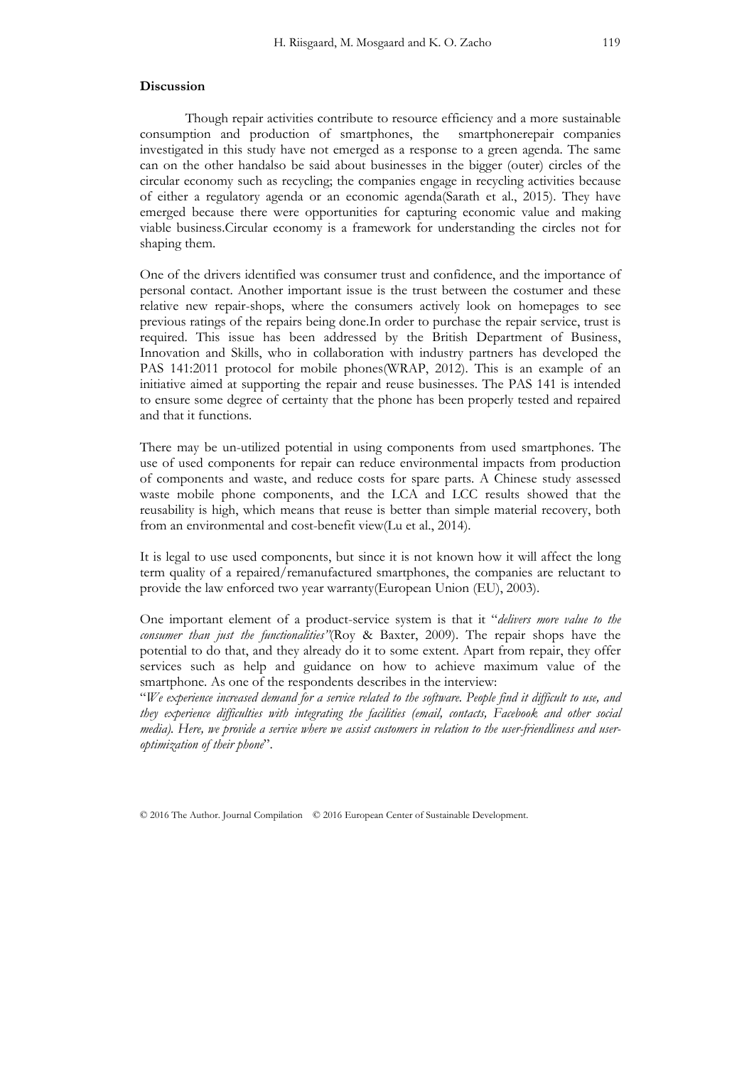**Discussion**

Though repair activities contribute to resource efficiency and a more sustainable consumption and production of smartphones, the smartphonerepair companies investigated in this study have not emerged as a response to a green agenda. The same can on the other handalso be said about businesses in the bigger (outer) circles of the circular economy such as recycling; the companies engage in recycling activities because of either a regulatory agenda or an economic agenda(Sarath et al., 2015). They have emerged because there were opportunities for capturing economic value and making viable business.Circular economy is a framework for understanding the circles not for shaping them.

One of the drivers identified was consumer trust and confidence, and the importance of personal contact. Another important issue is the trust between the costumer and these relative new repair-shops, where the consumers actively look on homepages to see previous ratings of the repairs being done.In order to purchase the repair service, trust is required. This issue has been addressed by the British Department of Business, Innovation and Skills, who in collaboration with industry partners has developed the PAS 141:2011 protocol for mobile phones(WRAP, 2012). This is an example of an initiative aimed at supporting the repair and reuse businesses. The PAS 141 is intended to ensure some degree of certainty that the phone has been properly tested and repaired and that it functions.

There may be un-utilized potential in using components from used smartphones. The use of used components for repair can reduce environmental impacts from production of components and waste, and reduce costs for spare parts. A Chinese study assessed waste mobile phone components, and the LCA and LCC results showed that the reusability is high, which means that reuse is better than simple material recovery, both from an environmental and cost-benefit view(Lu et al., 2014).

It is legal to use used components, but since it is not known how it will affect the long term quality of a repaired/remanufactured smartphones, the companies are reluctant to provide the law enforced two year warranty(European Union (EU), 2003).

One important element of a product-service system is that it "*delivers more value to the consumer than just the functionalities"*(Roy & Baxter, 2009). The repair shops have the potential to do that, and they already do it to some extent. Apart from repair, they offer services such as help and guidance on how to achieve maximum value of the smartphone. As one of the respondents describes in the interview:

"*We experience increased demand for a service related to the software. People find it difficult to use, and they experience difficulties with integrating the facilities (email, contacts, Facebook and other social media). Here, we provide a service where we assist customers in relation to the user-friendliness and user-optimization of their phone*".

© 2016 The Author. Journal Compilation © 2016 European Center of Sustainable Development.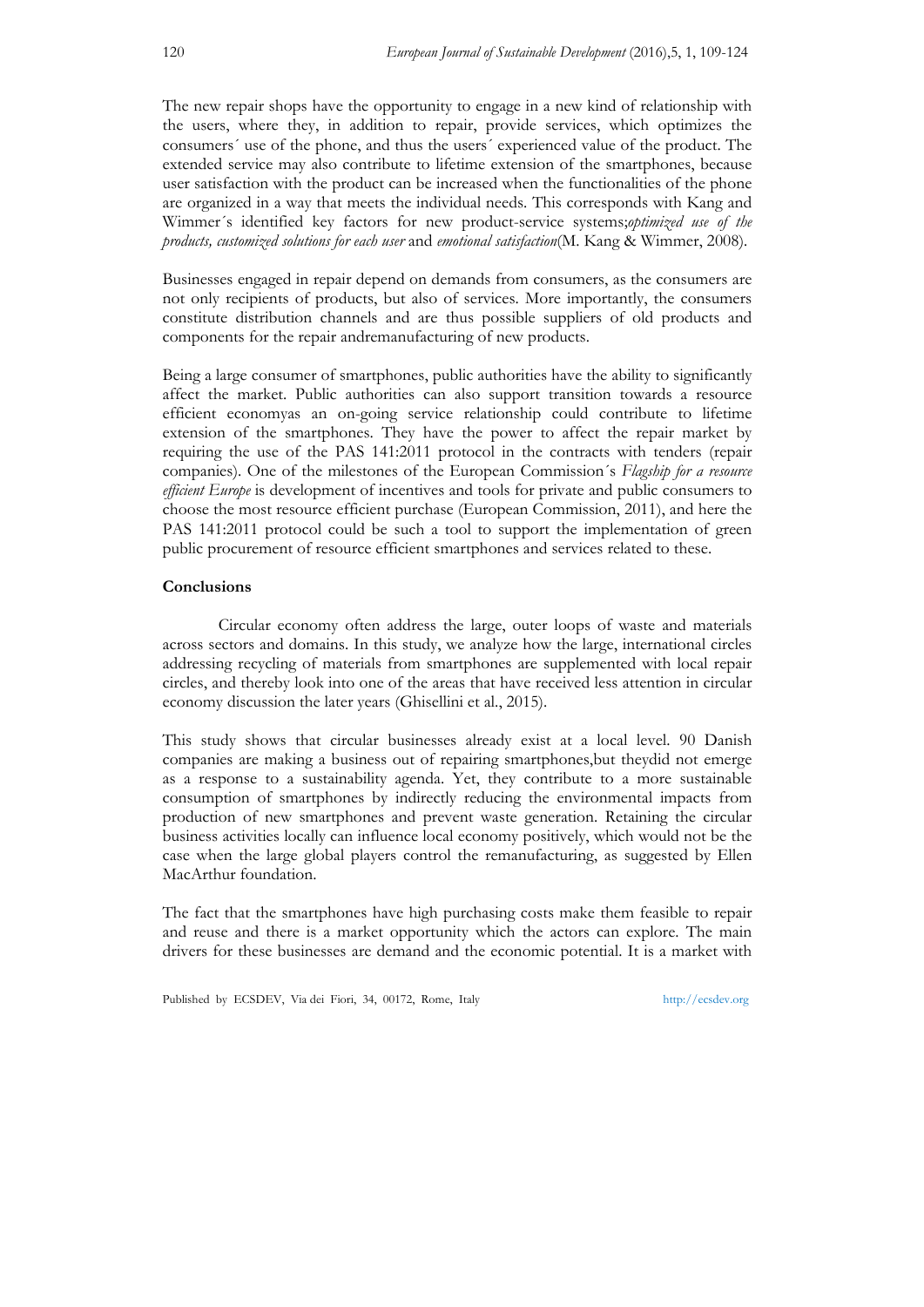The new repair shops have the opportunity to engage in a new kind of relationship with the users, where they, in addition to repair, provide services, which optimizes the consumers´ use of the phone, and thus the users´ experienced value of the product. The extended service may also contribute to lifetime extension of the smartphones, because user satisfaction with the product can be increased when the functionalities of the phone are organized in a way that meets the individual needs. This corresponds with Kang and Wimmer´s identified key factors for new product-service systems;*optimized use of the products, customized solutions for each user* and *emotional satisfaction*(M. Kang & Wimmer, 2008).

Businesses engaged in repair depend on demands from consumers, as the consumers are not only recipients of products, but also of services. More importantly, the consumers constitute distribution channels and are thus possible suppliers of old products and components for the repair andremanufacturing of new products.

Being a large consumer of smartphones, public authorities have the ability to significantly affect the market. Public authorities can also support transition towards a resource efficient economyas an on-going service relationship could contribute to lifetime extension of the smartphones. They have the power to affect the repair market by requiring the use of the PAS 141:2011 protocol in the contracts with tenders (repair companies). One of the milestones of the European Commission´s *Flagship for a resource efficient Europe* is development of incentives and tools for private and public consumers to choose the most resource efficient purchase (European Commission, 2011), and here the PAS 141:2011 protocol could be such a tool to support the implementation of green public procurement of resource efficient smartphones and services related to these.

## Conclusions

Circular economy often address the large, outer loops of waste and materials across sectors and domains. In this study, we analyze how the large, international circles addressing recycling of materials from smartphones are supplemented with local repair circles, and thereby look into one of the areas that have received less attention in circular economy discussion the later years (Ghisellini et al., 2015).

This study shows that circular businesses already exist at a local level. 90 Danish companies are making a business out of repairing smartphones,but theydid not emerge as a response to a sustainability agenda. Yet, they contribute to a more sustainable consumption of smartphones by indirectly reducing the environmental impacts from production of new smartphones and prevent waste generation. Retaining the circular business activities locally can influence local economy positively, which would not be the case when the large global players control the remanufacturing, as suggested by Ellen MacArthur foundation.

The fact that the smartphones have high purchasing costs make them feasible to repair and reuse and there is a market opportunity which the actors can explore. The main drivers for these businesses are demand and the economic potential. It is a market with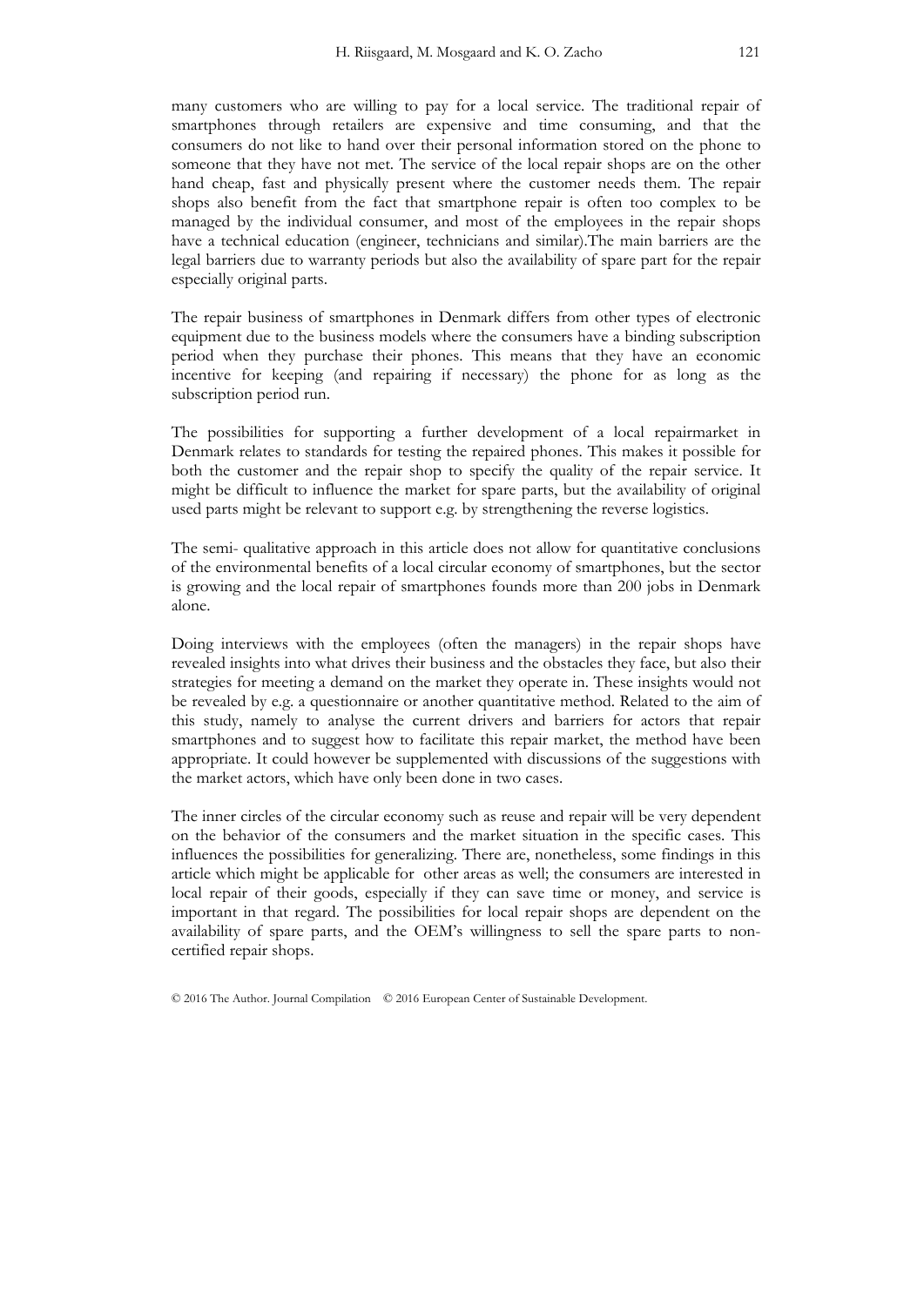many customers who are willing to pay for a local service. The traditional repair of smartphones through retailers are expensive and time consuming, and that the consumers do not like to hand over their personal information stored on the phone to someone that they have not met. The service of the local repair shops are on the other hand cheap, fast and physically present where the customer needs them. The repair shops also benefit from the fact that smartphone repair is often too complex to be managed by the individual consumer, and most of the employees in the repair shops have a technical education (engineer, technicians and similar).The main barriers are the legal barriers due to warranty periods but also the availability of spare part for the repair especially original parts.

The repair business of smartphones in Denmark differs from other types of electronic equipment due to the business models where the consumers have a binding subscription period when they purchase their phones. This means that they have an economic incentive for keeping (and repairing if necessary) the phone for as long as the subscription period run.

The possibilities for supporting a further development of a local repairmarket in Denmark relates to standards for testing the repaired phones. This makes it possible for both the customer and the repair shop to specify the quality of the repair service. It might be difficult to influence the market for spare parts, but the availability of original used parts might be relevant to support e.g. by strengthening the reverse logistics.

The semi- qualitative approach in this article does not allow for quantitative conclusions of the environmental benefits of a local circular economy of smartphones, but the sector is growing and the local repair of smartphones founds more than 200 jobs in Denmark alone.

Doing interviews with the employees (often the managers) in the repair shops have revealed insights into what drives their business and the obstacles they face, but also their strategies for meeting a demand on the market they operate in. These insights would not be revealed by e.g. a questionnaire or another quantitative method. Related to the aim of this study, namely to analyse the current drivers and barriers for actors that repair smartphones and to suggest how to facilitate this repair market, the method have been appropriate. It could however be supplemented with discussions of the suggestions with the market actors, which have only been done in two cases.

The inner circles of the circular economy such as reuse and repair will be very dependent on the behavior of the consumers and the market situation in the specific cases. This influences the possibilities for generalizing. There are, nonetheless, some findings in this article which might be applicable for other areas as well; the consumers are interested in local repair of their goods, especially if they can save time or money, and service is important in that regard. The possibilities for local repair shops are dependent on the availability of spare parts, and the OEM's willingness to sell the spare parts to non-certified repair shops.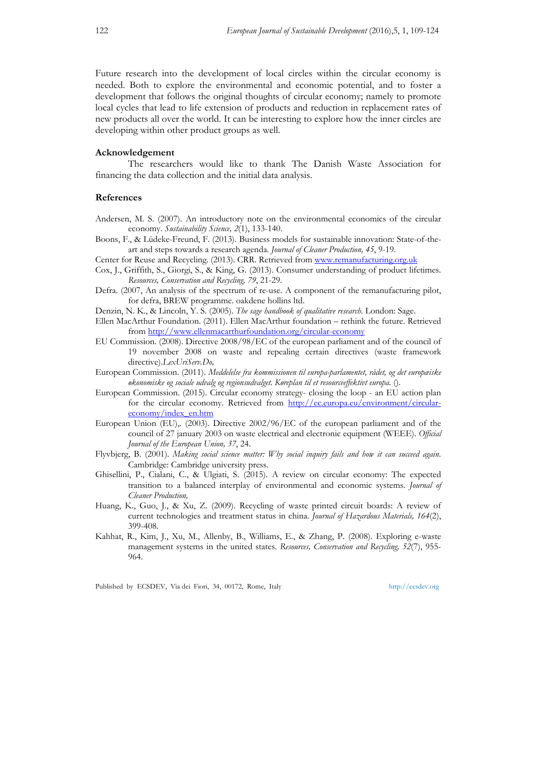Future research into the development of local circles within the circular economy is needed. Both to explore the environmental and economic potential, and to foster a development that follows the original thoughts of circular economy; namely to promote local cycles that lead to life extension of products and reduction in replacement rates of new products all over the world. It can be interesting to explore how the inner circles are developing within other product groups as well.

### Acknowledgement

The researchers would like to thank The Danish Waste Association for financing the data collection and the initial data analysis.

### References

Andersen, M. S. (2007). An introductory note on the environmental economics of the circular economy. *Sustainability Science, 2*(1), 133-140.

Boons, F., & Lüdeke-Freund, F. (2013). Business models for sustainable innovation: State-of-the-art and steps towards a research agenda. *Journal of Cleaner Production, 45*, 9-19.

Center for Reuse and Recycling. (2013). CRR. Retrieved from www.remanufacturing.org.uk

Cox, J., Griffith, S., Giorgi, S., & King, G. (2013). Consumer understanding of product lifetimes. *Resources, Conservation and Recycling, 79*, 21-29.

Defra. (2007, An analysis of the spectrum of re-use. A component of the remanufacturing pilot, for defra, BREW programme. oakdene hollins ltd.

Denzin, N. K., & Lincoln, Y. S. (2005). *The sage handbook of qualitative research.* London: Sage.

Ellen MacArthur Foundation. (2011). Ellen MacArthur foundation – rethink the future. Retrieved from http://www.ellenmacarthurfoundation.org/circular-economy

EU Commission. (2008). Directive 2008/98/EC of the european parliament and of the council of 19 november 2008 on waste and repealing certain directives (waste framework directive).*LexUriServ.Do,*

European Commission. (2011). *Meddelelse fra kommissionen til europa-parlamentet, rådet, og det europæiske økonomiske og sociale udvalg og regionsudvalget. Køreplan til et resourceeffektivt europa.* ().

European Commission. (2015). Circular economy strategy- closing the loop - an EU action plan for the circular economy. Retrieved from http://ec.europa.eu/environment/circular-economy/index_en.htm

European Union (EU),. (2003). Directive 2002/96/EC of the european parliament and of the council of 27 january 2003 on waste electrical and electronic equipment (WEEE). *Official Journal of the European Union, 37*, 24.

Flyvbjerg, B. (2001). *Making social science matter: Why social inquiry fails and how it can succeed again.* Cambridge: Cambridge university press.

Ghisellini, P., Cialani, C., & Ulgiati, S. (2015). A review on circular economy: The expected transition to a balanced interplay of environmental and economic systems. *Journal of Cleaner Production,*

Huang, K., Guo, J., & Xu, Z. (2009). Recycling of waste printed circuit boards: A review of current technologies and treatment status in china. *Journal of Hazardous Materials, 164*(2), 399-408.

Kahhat, R., Kim, J., Xu, M., Allenby, B., Williams, E., & Zhang, P. (2008). Exploring e-waste management systems in the united states. *Resources, Conservation and Recycling, 52*(7), 955-964.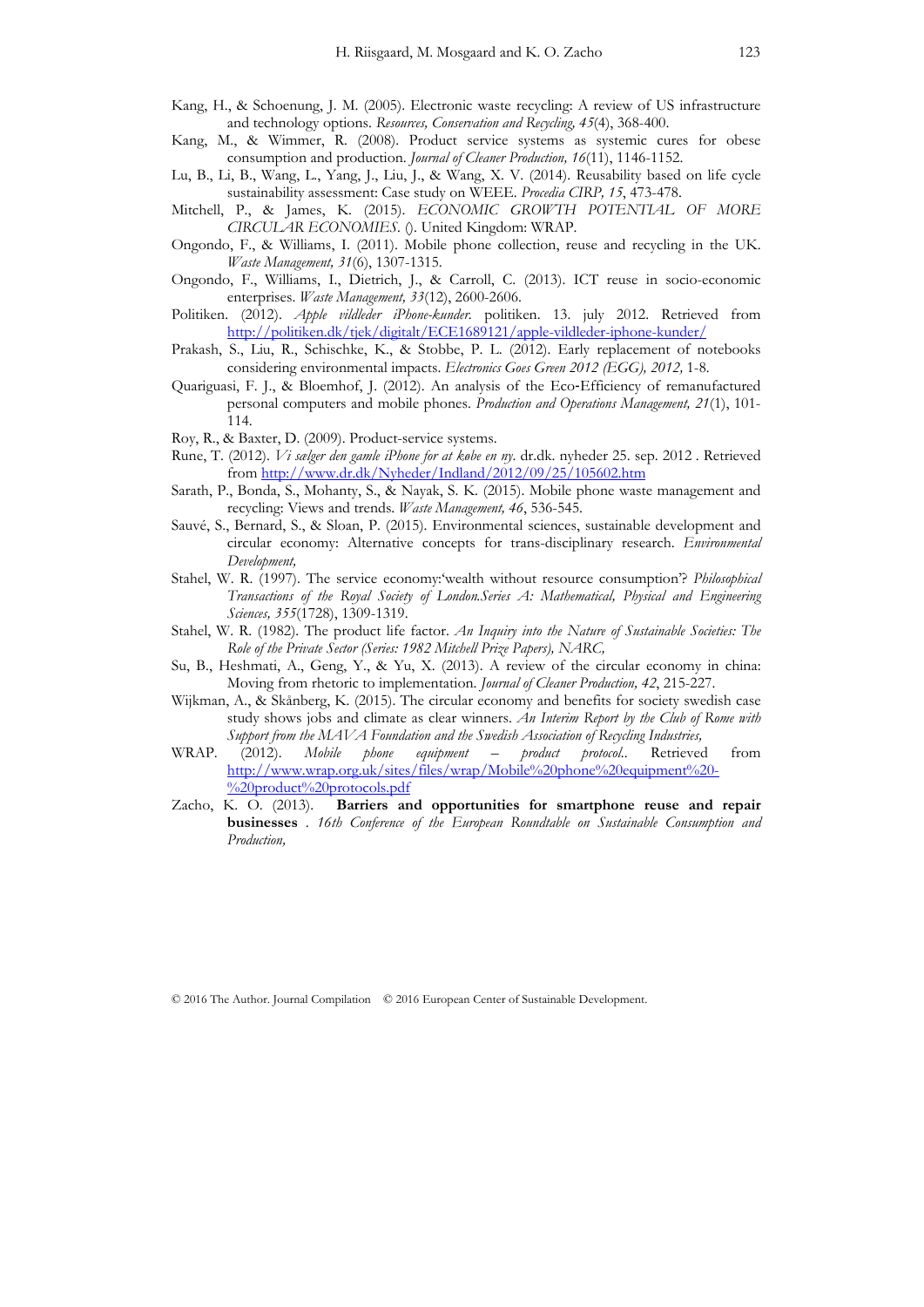Kang, H., & Schoenung, J. M. (2005). Electronic waste recycling: A review of US infrastructure and technology options. *Resources, Conservation and Recycling, 45*(4), 368-400.

Kang, M., & Wimmer, R. (2008). Product service systems as systemic cures for obese consumption and production. *Journal of Cleaner Production, 16*(11), 1146-1152.

Lu, B., Li, B., Wang, L., Yang, J., Liu, J., & Wang, X. V. (2014). Reusability based on life cycle sustainability assessment: Case study on WEEE. *Procedia CIRP, 15*, 473-478.

Mitchell, P., & James, K. (2015). *ECONOMIC GROWTH POTENTIAL OF MORE CIRCULAR ECONOMIES*. (). United Kingdom: WRAP.

Ongondo, F., & Williams, I. (2011). Mobile phone collection, reuse and recycling in the UK. *Waste Management, 31*(6), 1307-1315.

Ongondo, F., Williams, I., Dietrich, J., & Carroll, C. (2013). ICT reuse in socio-economic enterprises. *Waste Management, 33*(12), 2600-2606.

Politiken. (2012). *Apple vildleder iPhone-kunder*. politiken. 13. july 2012. Retrieved from http://politiken.dk/tjek/digitalt/ECE1689121/apple-vildleder-iphone-kunder/

Prakash, S., Liu, R., Schischke, K., & Stobbe, P. L. (2012). Early replacement of notebooks considering environmental impacts. *Electronics Goes Green 2012 (EGG), 2012,* 1-8.

Quariguasi, F. J., & Bloemhof, J. (2012). An analysis of the Eco‐Efficiency of remanufactured personal computers and mobile phones. *Production and Operations Management, 21*(1), 101-114.

Roy, R., & Baxter, D. (2009). Product-service systems.

Rune, T. (2012). *Vi sælger den gamle iPhone for at købe en ny*. dr.dk. nyheder 25. sep. 2012 . Retrieved from http://www.dr.dk/Nyheder/Indland/2012/09/25/105602.htm

Sarath, P., Bonda, S., Mohanty, S., & Nayak, S. K. (2015). Mobile phone waste management and recycling: Views and trends. *Waste Management, 46*, 536-545.

Sauvé, S., Bernard, S., & Sloan, P. (2015). Environmental sciences, sustainable development and circular economy: Alternative concepts for trans-disciplinary research. *Environmental Development,*

Stahel, W. R. (1997). The service economy:'wealth without resource consumption'? *Philosophical Transactions of the Royal Society of London.Series A: Mathematical, Physical and Engineering Sciences, 355*(1728), 1309-1319.

Stahel, W. R. (1982). The product life factor. *An Inquiry into the Nature of Sustainable Societies: The Role of the Private Sector (Series: 1982 Mitchell Prize Papers), NARC,*

Su, B., Heshmati, A., Geng, Y., & Yu, X. (2013). A review of the circular economy in china: Moving from rhetoric to implementation. *Journal of Cleaner Production, 42*, 215-227.

Wijkman, A., & Skånberg, K. (2015). The circular economy and benefits for society swedish case study shows jobs and climate as clear winners. *An Interim Report by the Club of Rome with Support from the MAVA Foundation and the Swedish Association of Recycling Industries,*

WRAP. (2012). *Mobile phone equipment – product protocol.*. Retrieved from http://www.wrap.org.uk/sites/files/wrap/Mobile%20phone%20equipment%20-%20product%20protocols.pdf

Zacho, K. O. (2013). **Barriers and opportunities for smartphone reuse and repair businesses** . *16th Conference of the European Roundtable on Sustainable Consumption and Production,*